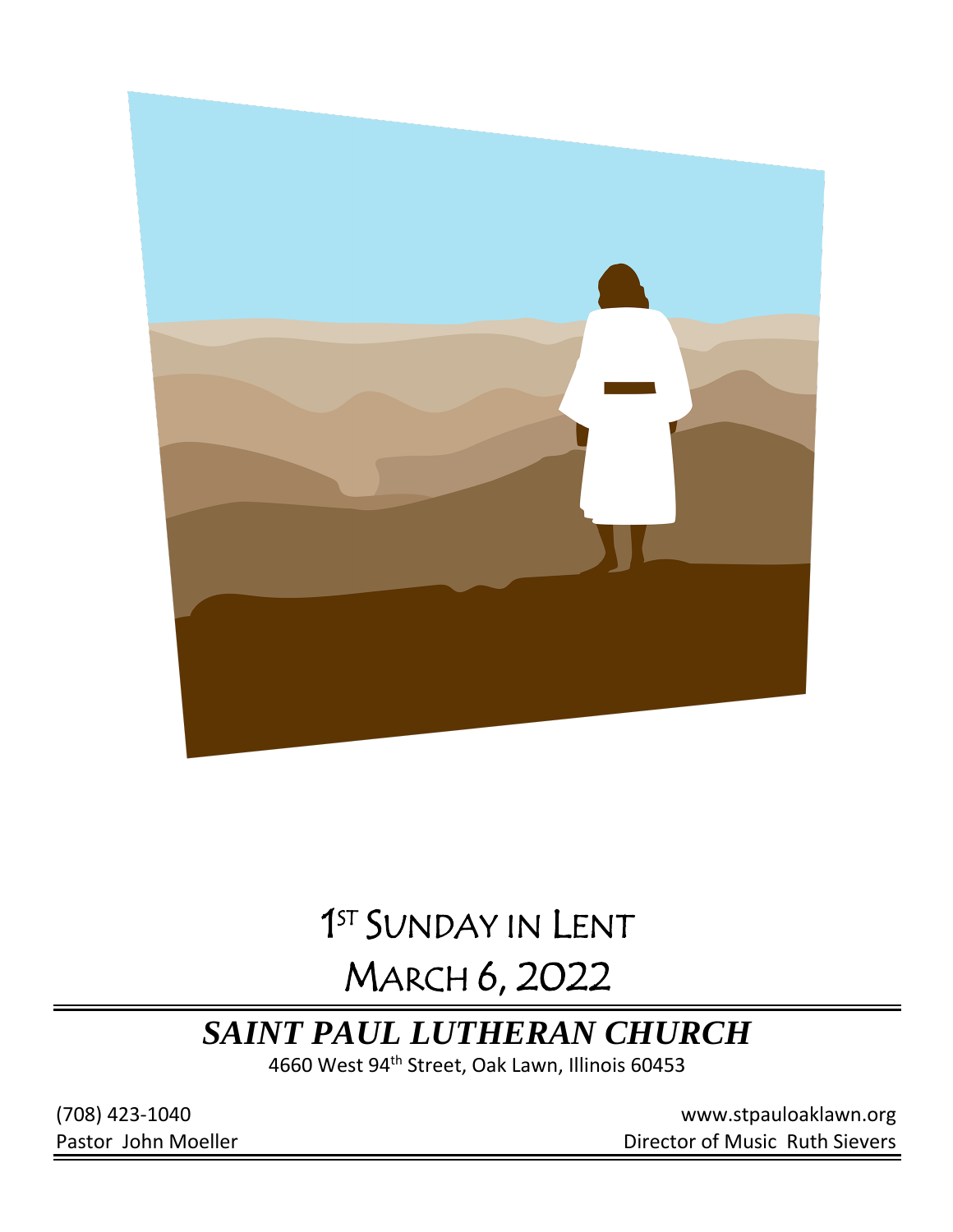# 1ST SUNDAY IN LENT

# MARCH 6, 2022

## *SAINT PAUL LUTHERAN CHURCH*

4660 West 94th Street, Oak Lawn, Illinois 60453

(708) 423-1040 www.stpauloaklawn.org

Pastor John Moeller Director of Music Ruth Sievers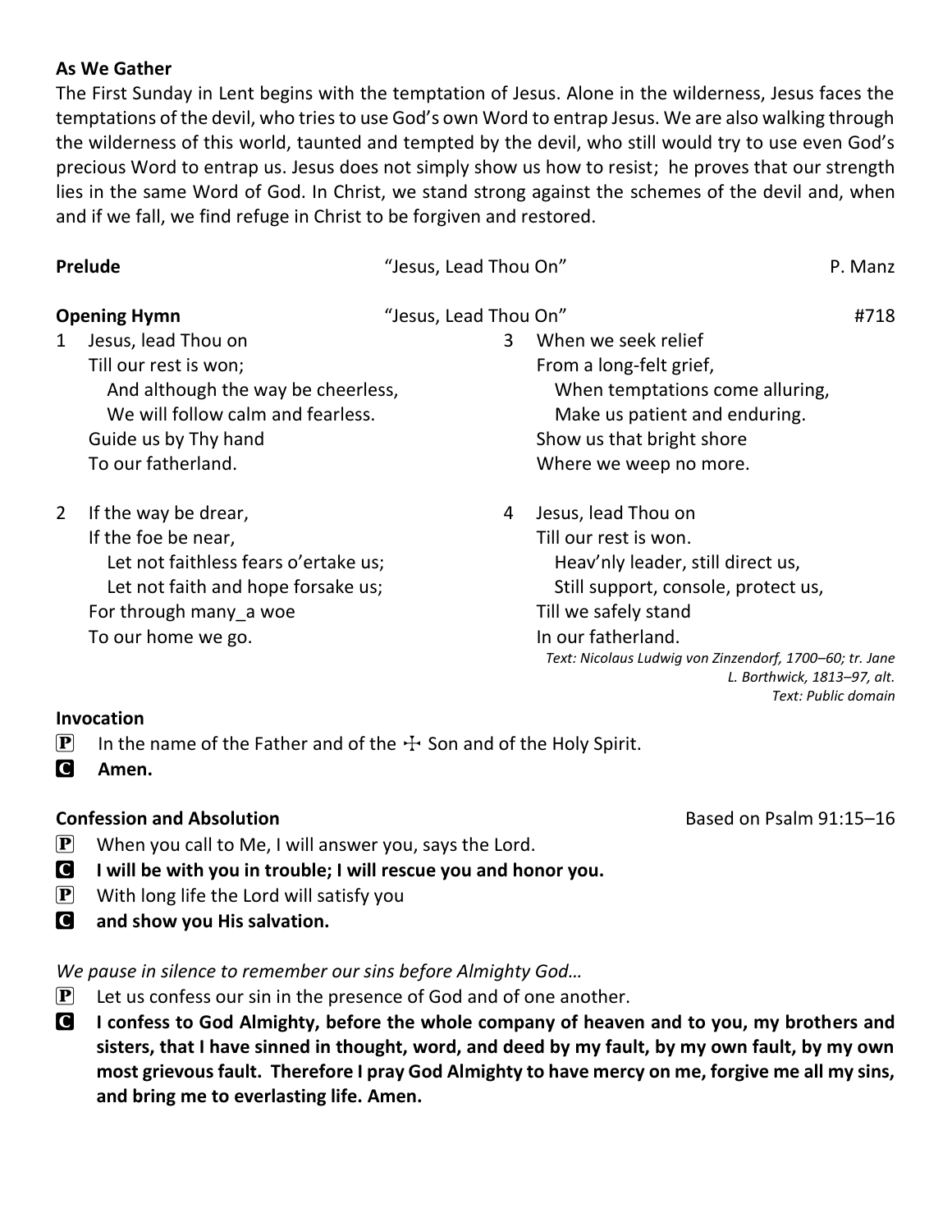**As We Gather**

The First Sunday in Lent begins with the temptation of Jesus. Alone in the wilderness, Jesus faces the temptations of the devil, who tries to use God's own Word to entrap Jesus. We are also walking through the wilderness of this world, taunted and tempted by the devil, who still would try to use even God's precious Word to entrap us. Jesus does not simply show us how to resist; he proves that our strength lies in the same Word of God. In Christ, we stand strong against the schemes of the devil and, when and if we fall, we find refuge in Christ to be forgiven and restored.

**Prelude** "Jesus, Lead Thou On" P. Manz

**Opening Hymn** "Jesus, Lead Thou On" #718

1 Jesus, lead Thou on
Till our rest is won;
And although the way be cheerless,
We will follow calm and fearless.
Guide us by Thy hand
To our fatherland.

2 If the way be drear,
If the foe be near,
Let not faithless fears o'ertake us;
Let not faith and hope forsake us;
For through many_a woe
To our home we go.

3 When we seek relief
From a long-felt grief,
When temptations come alluring,
Make us patient and enduring.
Show us that bright shore
Where we weep no more.

4 Jesus, lead Thou on
Till our rest is won.
Heav'nly leader, still direct us,
Still support, console, protect us,
Till we safely stand
In our fatherland.

*Text: Nicolaus Ludwig von Zinzendorf, 1700–60; tr. Jane L. Borthwick, 1813–97, alt.*
*Text: Public domain*

**Invocation**

P In the name of the Father and of the ☩ Son and of the Holy Spirit.

C **Amen.**

**Confession and Absolution** Based on Psalm 91:15–16

P When you call to Me, I will answer you, says the Lord.

C **I will be with you in trouble; I will rescue you and honor you.**

P With long life the Lord will satisfy you

C **and show you His salvation.**

*We pause in silence to remember our sins before Almighty God…*

P Let us confess our sin in the presence of God and of one another.

C **I confess to God Almighty, before the whole company of heaven and to you, my brothers and sisters, that I have sinned in thought, word, and deed by my fault, by my own fault, by my own most grievous fault. Therefore I pray God Almighty to have mercy on me, forgive me all my sins, and bring me to everlasting life. Amen.**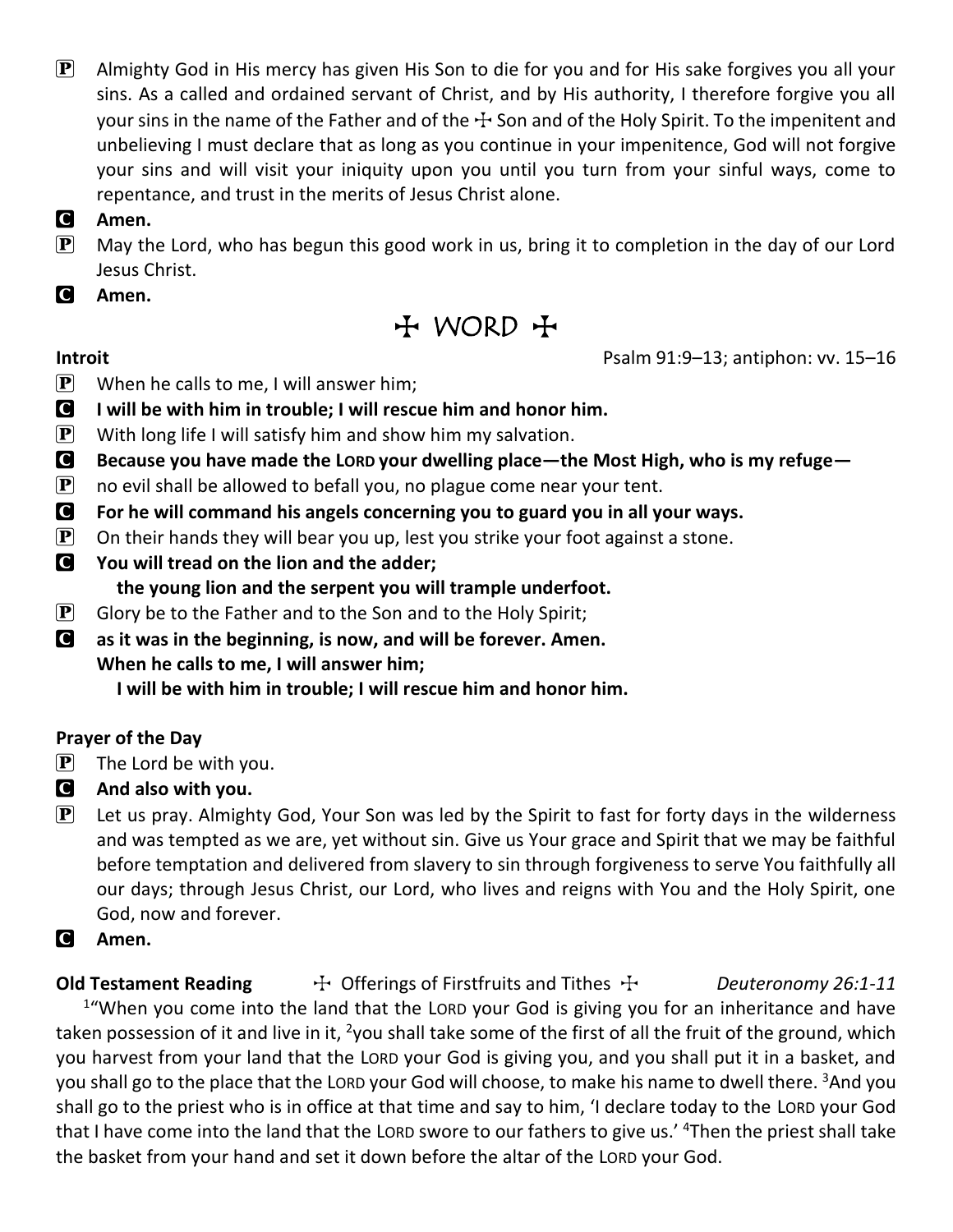P Almighty God in His mercy has given His Son to die for you and for His sake forgives you all your sins. As a called and ordained servant of Christ, and by His authority, I therefore forgive you all your sins in the name of the Father and of the ☩ Son and of the Holy Spirit. To the impenitent and unbelieving I must declare that as long as you continue in your impenitence, God will not forgive your sins and will visit your iniquity upon you until you turn from your sinful ways, come to repentance, and trust in the merits of Jesus Christ alone.

C **Amen.**

P May the Lord, who has begun this good work in us, bring it to completion in the day of our Lord Jesus Christ.

C **Amen.**

# ☩ WORD ☩

**Introit** Psalm 91:9–13; antiphon: vv. 15–16

P When he calls to me, I will answer him;

C **I will be with him in trouble; I will rescue him and honor him.**

P With long life I will satisfy him and show him my salvation.

C **Because you have made the LORD your dwelling place—the Most High, who is my refuge—**

P no evil shall be allowed to befall you, no plague come near your tent.

C **For he will command his angels concerning you to guard you in all your ways.**

P On their hands they will bear you up, lest you strike your foot against a stone.

C **You will tread on the lion and the adder;**
**the young lion and the serpent you will trample underfoot.**

P Glory be to the Father and to the Son and to the Holy Spirit;

C **as it was in the beginning, is now, and will be forever. Amen.**
**When he calls to me, I will answer him;**
**I will be with him in trouble; I will rescue him and honor him.**

**Prayer of the Day**

P The Lord be with you.

C **And also with you.**

P Let us pray. Almighty God, Your Son was led by the Spirit to fast for forty days in the wilderness and was tempted as we are, yet without sin. Give us Your grace and Spirit that we may be faithful before temptation and delivered from slavery to sin through forgiveness to serve You faithfully all our days; through Jesus Christ, our Lord, who lives and reigns with You and the Holy Spirit, one God, now and forever.

C **Amen.**

**Old Testament Reading** ☩ Offerings of Firstfruits and Tithes ☩ *Deuteronomy 26:1-11*

[1]"When you come into the land that the LORD your God is giving you for an inheritance and have taken possession of it and live in it, [2]you shall take some of the first of all the fruit of the ground, which you harvest from your land that the LORD your God is giving you, and you shall put it in a basket, and you shall go to the place that the LORD your God will choose, to make his name to dwell there. [3]And you shall go to the priest who is in office at that time and say to him, 'I declare today to the LORD your God that I have come into the land that the LORD swore to our fathers to give us.' [4]Then the priest shall take the basket from your hand and set it down before the altar of the LORD your God.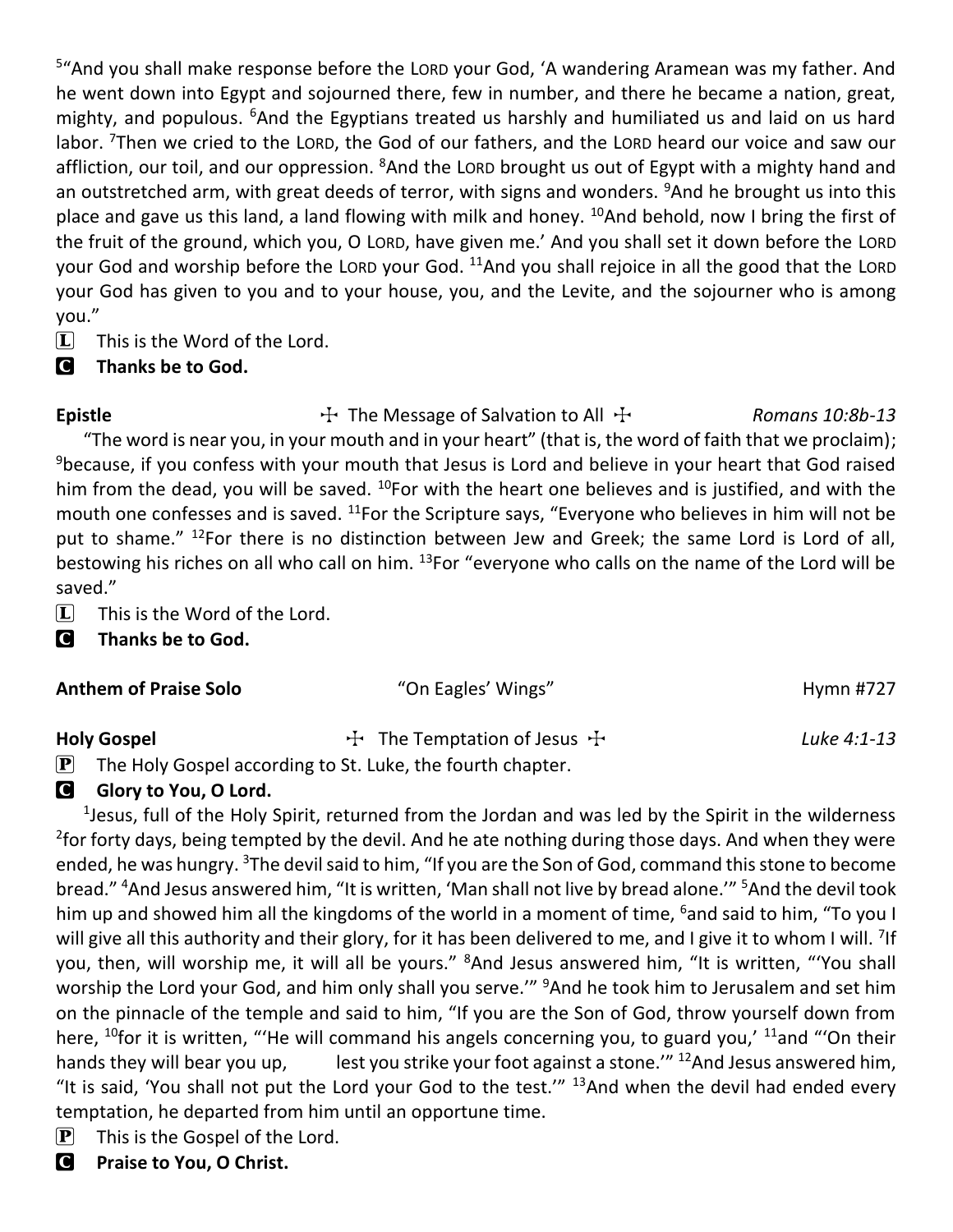[5]"And you shall make response before the LORD your God, 'A wandering Aramean was my father. And he went down into Egypt and sojourned there, few in number, and there he became a nation, great, mighty, and populous. [6]And the Egyptians treated us harshly and humiliated us and laid on us hard labor. [7]Then we cried to the LORD, the God of our fathers, and the LORD heard our voice and saw our affliction, our toil, and our oppression. [8]And the LORD brought us out of Egypt with a mighty hand and an outstretched arm, with great deeds of terror, with signs and wonders. [9]And he brought us into this place and gave us this land, a land flowing with milk and honey. [10]And behold, now I bring the first of the fruit of the ground, which you, O LORD, have given me.' And you shall set it down before the LORD your God and worship before the LORD your God. [11]And you shall rejoice in all the good that the LORD your God has given to you and to your house, you, and the Levite, and the sojourner who is among you."

L This is the Word of the Lord.

C **Thanks be to God.**

**Epistle** ☩ The Message of Salvation to All ☩ *Romans 10:8b-13*

"The word is near you, in your mouth and in your heart" (that is, the word of faith that we proclaim); [9]because, if you confess with your mouth that Jesus is Lord and believe in your heart that God raised him from the dead, you will be saved. [10]For with the heart one believes and is justified, and with the mouth one confesses and is saved. [11]For the Scripture says, "Everyone who believes in him will not be put to shame." [12]For there is no distinction between Jew and Greek; the same Lord is Lord of all, bestowing his riches on all who call on him. [13]For "everyone who calls on the name of the Lord will be saved."

L This is the Word of the Lord.

C **Thanks be to God.**

**Anthem of Praise Solo** "On Eagles' Wings" Hymn #727

**Holy Gospel** ☩ The Temptation of Jesus ☩ *Luke 4:1-13*

P The Holy Gospel according to St. Luke, the fourth chapter.

C **Glory to You, O Lord.**

[1]Jesus, full of the Holy Spirit, returned from the Jordan and was led by the Spirit in the wilderness [2]for forty days, being tempted by the devil. And he ate nothing during those days. And when they were ended, he was hungry. [3]The devil said to him, "If you are the Son of God, command this stone to become bread." [4]And Jesus answered him, "It is written, 'Man shall not live by bread alone.'" [5]And the devil took him up and showed him all the kingdoms of the world in a moment of time, [6]and said to him, "To you I will give all this authority and their glory, for it has been delivered to me, and I give it to whom I will. [7]If you, then, will worship me, it will all be yours." [8]And Jesus answered him, "It is written, "'You shall worship the Lord your God, and him only shall you serve.'" [9]And he took him to Jerusalem and set him on the pinnacle of the temple and said to him, "If you are the Son of God, throw yourself down from here, [10]for it is written, "'He will command his angels concerning you, to guard you,' [11]and "'On their hands they will bear you up, lest you strike your foot against a stone.'" [12]And Jesus answered him, "It is said, 'You shall not put the Lord your God to the test.'" [13]And when the devil had ended every temptation, he departed from him until an opportune time.

P This is the Gospel of the Lord.

C **Praise to You, O Christ.**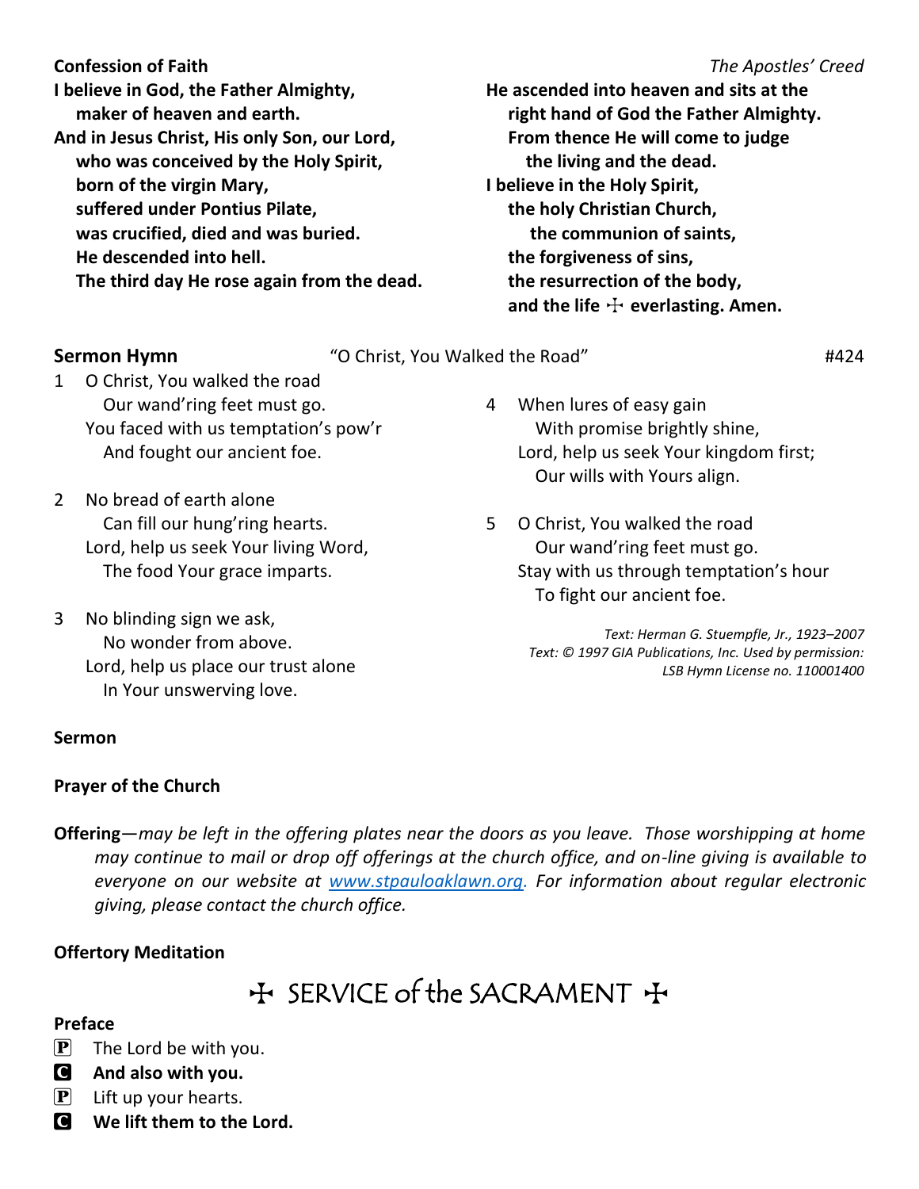**Confession of Faith** *The Apostles' Creed*

**I believe in God, the Father Almighty,**
**maker of heaven and earth.**
**And in Jesus Christ, His only Son, our Lord,**
**who was conceived by the Holy Spirit,**
**born of the virgin Mary,**
**suffered under Pontius Pilate,**
**was crucified, died and was buried.**
**He descended into hell.**
**The third day He rose again from the dead.**
**He ascended into heaven and sits at the right hand of God the Father Almighty.**
**From thence He will come to judge the living and the dead.**
**I believe in the Holy Spirit,**
**the holy Christian Church,**
**the communion of saints,**
**the forgiveness of sins,**
**the resurrection of the body,**
**and the life ☩ everlasting. Amen.**

**Sermon Hymn** "O Christ, You Walked the Road" #424

1 O Christ, You walked the road
Our wand'ring feet must go.
You faced with us temptation's pow'r
And fought our ancient foe.

2 No bread of earth alone
Can fill our hung'ring hearts.
Lord, help us seek Your living Word,
The food Your grace imparts.

3 No blinding sign we ask,
No wonder from above.
Lord, help us place our trust alone
In Your unswerving love.

4 When lures of easy gain
With promise brightly shine,
Lord, help us seek Your kingdom first;
Our wills with Yours align.

5 O Christ, You walked the road
Our wand'ring feet must go.
Stay with us through temptation's hour
To fight our ancient foe.

*Text: Herman G. Stuempfle, Jr., 1923–2007*
*Text: © 1997 GIA Publications, Inc. Used by permission:*
*LSB Hymn License no. 110001400*

**Sermon**

**Prayer of the Church**

**Offering**—*may be left in the offering plates near the doors as you leave. Those worshipping at home may continue to mail or drop off offerings at the church office, and on-line giving is available to everyone on our website at [www.stpauloaklawn.org](http://www.stpauloaklawn.org). For information about regular electronic giving, please contact the church office.*

**Offertory Meditation**

## ☩ SERVICE of the SACRAMENT ☩

**Preface**

P The Lord be with you.
C **And also with you.**
P Lift up your hearts.
C **We lift them to the Lord.**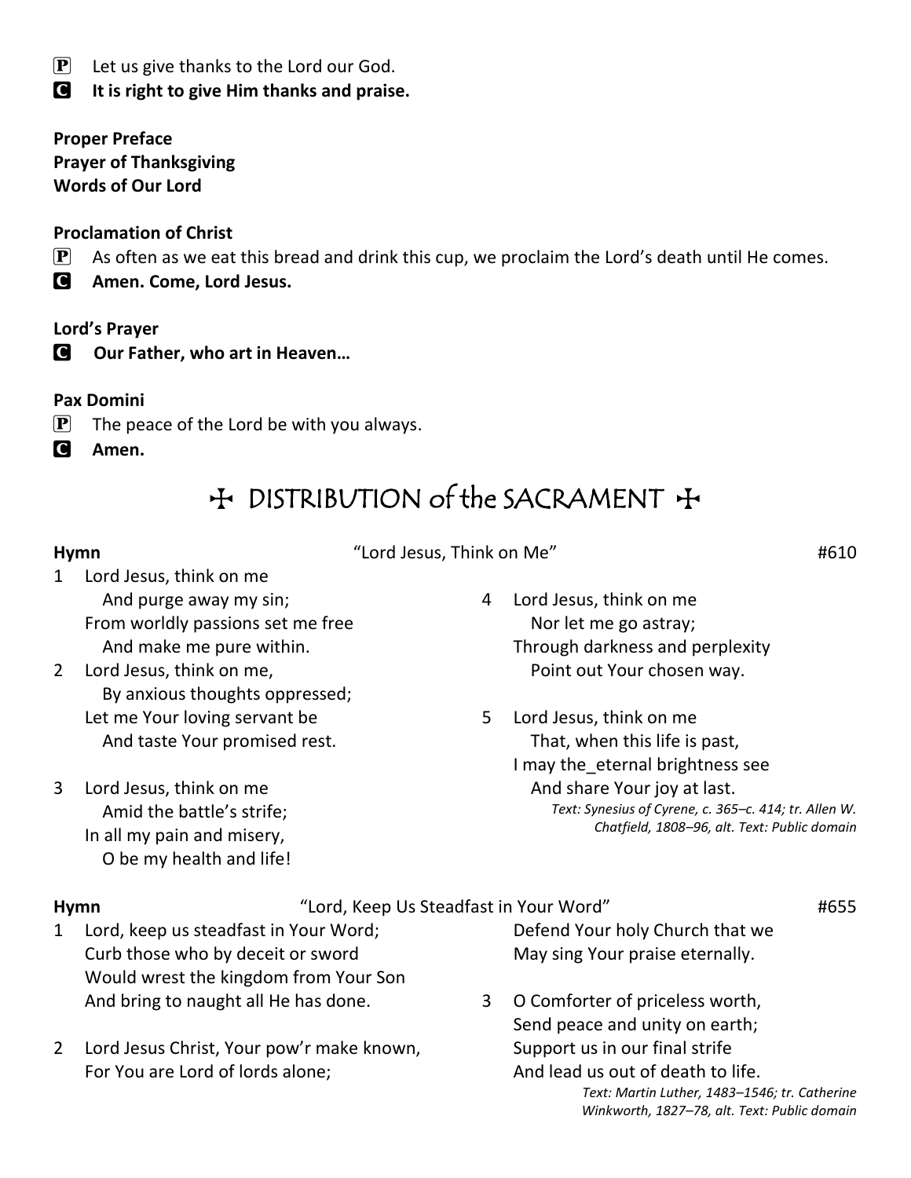**P** Let us give thanks to the Lord our God.

**C** **It is right to give Him thanks and praise.**

**Proper Preface**
**Prayer of Thanksgiving**
**Words of Our Lord**

**Proclamation of Christ**

**P** As often as we eat this bread and drink this cup, we proclaim the Lord's death until He comes.

**C** **Amen. Come, Lord Jesus.**

**Lord's Prayer**

**C** **Our Father, who art in Heaven…**

**Pax Domini**

**P** The peace of the Lord be with you always.

**C** **Amen.**

# ☩ DISTRIBUTION of the SACRAMENT ☩

**Hymn** "Lord Jesus, Think on Me" #610

1 Lord Jesus, think on me
And purge away my sin;
From worldly passions set me free
And make me pure within.

2 Lord Jesus, think on me,
By anxious thoughts oppressed;
Let me Your loving servant be
And taste Your promised rest.

3 Lord Jesus, think on me
Amid the battle's strife;
In all my pain and misery,
O be my health and life!

4 Lord Jesus, think on me
Nor let me go astray;
Through darkness and perplexity
Point out Your chosen way.

5 Lord Jesus, think on me
That, when this life is past,
I may the_eternal brightness see
And share Your joy at last.

*Text: Synesius of Cyrene, c. 365–c. 414; tr. Allen W. Chatfield, 1808–96, alt. Text: Public domain*

**Hymn** "Lord, Keep Us Steadfast in Your Word" #655

1 Lord, keep us steadfast in Your Word;
Curb those who by deceit or sword
Would wrest the kingdom from Your Son
And bring to naught all He has done.

2 Lord Jesus Christ, Your pow'r make known,
For You are Lord of lords alone;
Defend Your holy Church that we
May sing Your praise eternally.

3 O Comforter of priceless worth,
Send peace and unity on earth;
Support us in our final strife
And lead us out of death to life.

*Text: Martin Luther, 1483–1546; tr. Catherine Winkworth, 1827–78, alt. Text: Public domain*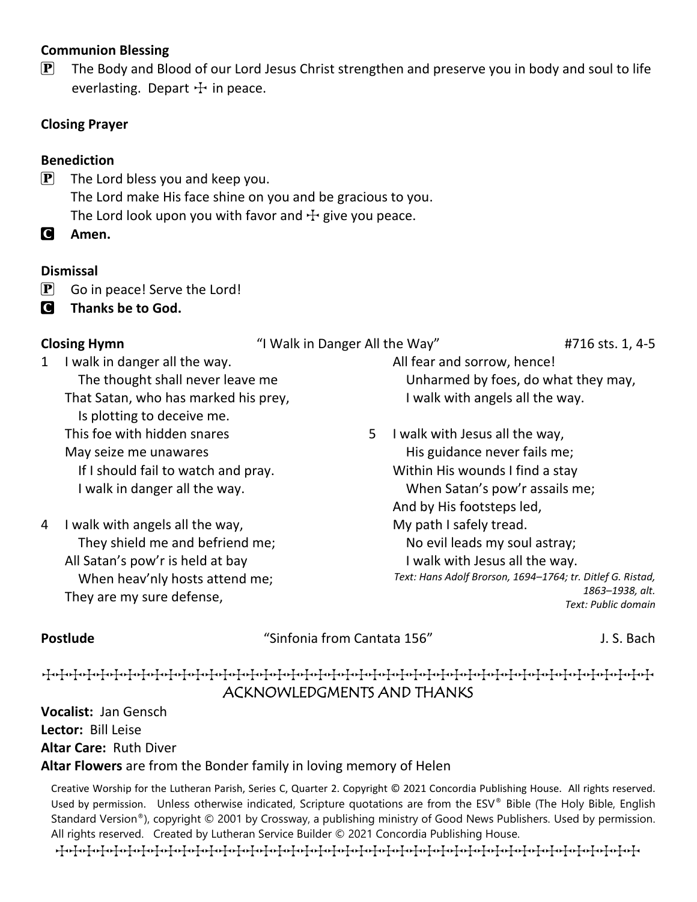**Communion Blessing**

**P** The Body and Blood of our Lord Jesus Christ strengthen and preserve you in body and soul to life everlasting. Depart ☩ in peace.

**Closing Prayer**

**Benediction**

**P** The Lord bless you and keep you.
The Lord make His face shine on you and be gracious to you.
The Lord look upon you with favor and ☩ give you peace.

**C** **Amen.**

**Dismissal**

**P** Go in peace! Serve the Lord!

**C** **Thanks be to God.**

**Closing Hymn** "I Walk in Danger All the Way" #716 sts. 1, 4-5

1 I walk in danger all the way.
The thought shall never leave me
That Satan, who has marked his prey,
Is plotting to deceive me.
This foe with hidden snares
May seize me unawares
If I should fail to watch and pray.
I walk in danger all the way.

4 I walk with angels all the way,
They shield me and befriend me;
All Satan's pow'r is held at bay
When heav'nly hosts attend me;
They are my sure defense,
All fear and sorrow, hence!
Unharmed by foes, do what they may,
I walk with angels all the way.

5 I walk with Jesus all the way,
His guidance never fails me;
Within His wounds I find a stay
When Satan's pow'r assails me;
And by His footsteps led,
My path I safely tread.
No evil leads my soul astray;
I walk with Jesus all the way.

*Text: Hans Adolf Brorson, 1694–1764; tr. Ditlef G. Ristad, 1863–1938, alt.*
*Text: Public domain*

**Postlude** "Sinfonia from Cantata 156" J. S. Bach

## ACKNOWLEDGMENTS AND THANKS

**Vocalist:** Jan Gensch
**Lector:** Bill Leise
**Altar Care:** Ruth Diver
**Altar Flowers** are from the Bonder family in loving memory of Helen

Creative Worship for the Lutheran Parish, Series C, Quarter 2. Copyright © 2021 Concordia Publishing House. All rights reserved. Used by permission. Unless otherwise indicated, Scripture quotations are from the ESV® Bible (The Holy Bible, English Standard Version®), copyright © 2001 by Crossway, a publishing ministry of Good News Publishers. Used by permission. All rights reserved. Created by Lutheran Service Builder © 2021 Concordia Publishing House.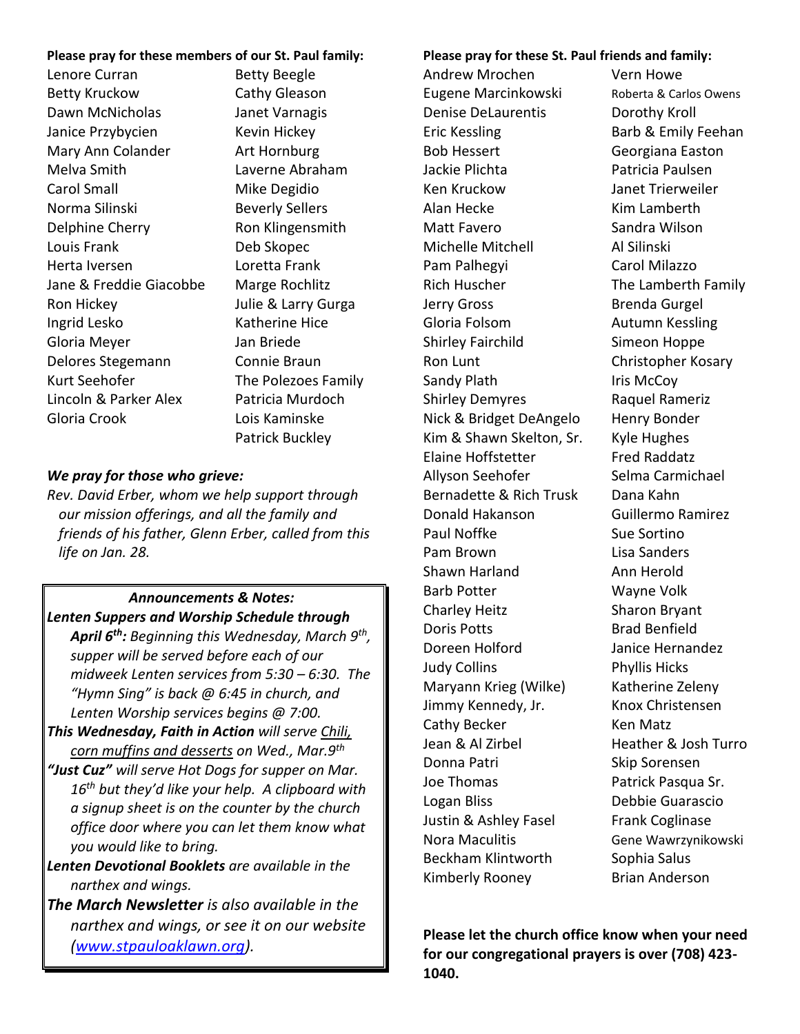**Please pray for these members of our St. Paul family:**

Lenore Curran
Betty Kruckow
Dawn McNicholas
Janice Przybycien
Mary Ann Colander
Melva Smith
Carol Small
Norma Silinski
Delphine Cherry
Louis Frank
Herta Iversen
Jane & Freddie Giacobbe
Ron Hickey
Ingrid Lesko
Gloria Meyer
Delores Stegemann
Kurt Seehofer
Lincoln & Parker Alex
Gloria Crook
Betty Beegle
Cathy Gleason
Janet Varnagis
Kevin Hickey
Art Hornburg
Laverne Abraham
Mike Degidio
Beverly Sellers
Ron Klingensmith
Deb Skopec
Loretta Frank
Marge Rochlitz
Julie & Larry Gurga
Katherine Hice
Jan Briede
Connie Braun
The Polezoes Family
Patricia Murdoch
Lois Kaminske
Patrick Buckley

***We pray for those who grieve:***

*Rev. David Erber, whom we help support through our mission offerings, and all the family and friends of his father, Glenn Erber, called from this life on Jan. 28.*

***Announcements & Notes:***

***Lenten Suppers and Worship Schedule through April 6th:*** *Beginning this Wednesday, March 9th, supper will be served before each of our midweek Lenten services from 5:30 – 6:30. The "Hymn Sing" is back @ 6:45 in church, and Lenten Worship services begins @ 7:00.*

***This Wednesday, Faith in Action*** *will serve Chili, corn muffins and desserts on Wed., Mar.9th*

***"Just Cuz"*** *will serve Hot Dogs for supper on Mar. 16th but they'd like your help. A clipboard with a signup sheet is on the counter by the church office door where you can let them know what you would like to bring.*

***Lenten Devotional Booklets*** *are available in the narthex and wings.*

***The March Newsletter*** *is also available in the narthex and wings, or see it on our website (www.stpauloaklawn.org).*

**Please pray for these St. Paul friends and family:**

Andrew Mrochen
Eugene Marcinkowski
Denise DeLaurentis
Eric Kessling
Bob Hessert
Jackie Plichta
Ken Kruckow
Alan Hecke
Matt Favero
Michelle Mitchell
Pam Palhegyi
Rich Huscher
Jerry Gross
Gloria Folsom
Shirley Fairchild
Ron Lunt
Sandy Plath
Shirley Demyres
Nick & Bridget DeAngelo
Kim & Shawn Skelton, Sr.
Elaine Hoffstetter
Allyson Seehofer
Bernadette & Rich Trusk
Donald Hakanson
Paul Noffke
Pam Brown
Shawn Harland
Barb Potter
Charley Heitz
Doris Potts
Doreen Holford
Judy Collins
Maryann Krieg (Wilke)
Jimmy Kennedy, Jr.
Cathy Becker
Jean & Al Zirbel
Donna Patri
Joe Thomas
Logan Bliss
Justin & Ashley Fasel
Nora Maculitis
Beckham Klintworth
Kimberly Rooney
Vern Howe
Roberta & Carlos Owens
Dorothy Kroll
Barb & Emily Feehan
Georgiana Easton
Patricia Paulsen
Janet Trierweiler
Kim Lamberth
Sandra Wilson
Al Silinski
Carol Milazzo
The Lamberth Family
Brenda Gurgel
Autumn Kessling
Simeon Hoppe
Christopher Kosary
Iris McCoy
Raquel Rameriz
Henry Bonder
Kyle Hughes
Fred Raddatz
Selma Carmichael
Dana Kahn
Guillermo Ramirez
Sue Sortino
Lisa Sanders
Ann Herold
Wayne Volk
Sharon Bryant
Brad Benfield
Janice Hernandez
Phyllis Hicks
Katherine Zeleny
Knox Christensen
Ken Matz
Heather & Josh Turro
Skip Sorensen
Patrick Pasqua Sr.
Debbie Guarascio
Frank Coglinase
Gene Wawrzynikowski
Sophia Salus
Brian Anderson

**Please let the church office know when your need for our congregational prayers is over (708) 423-1040.**